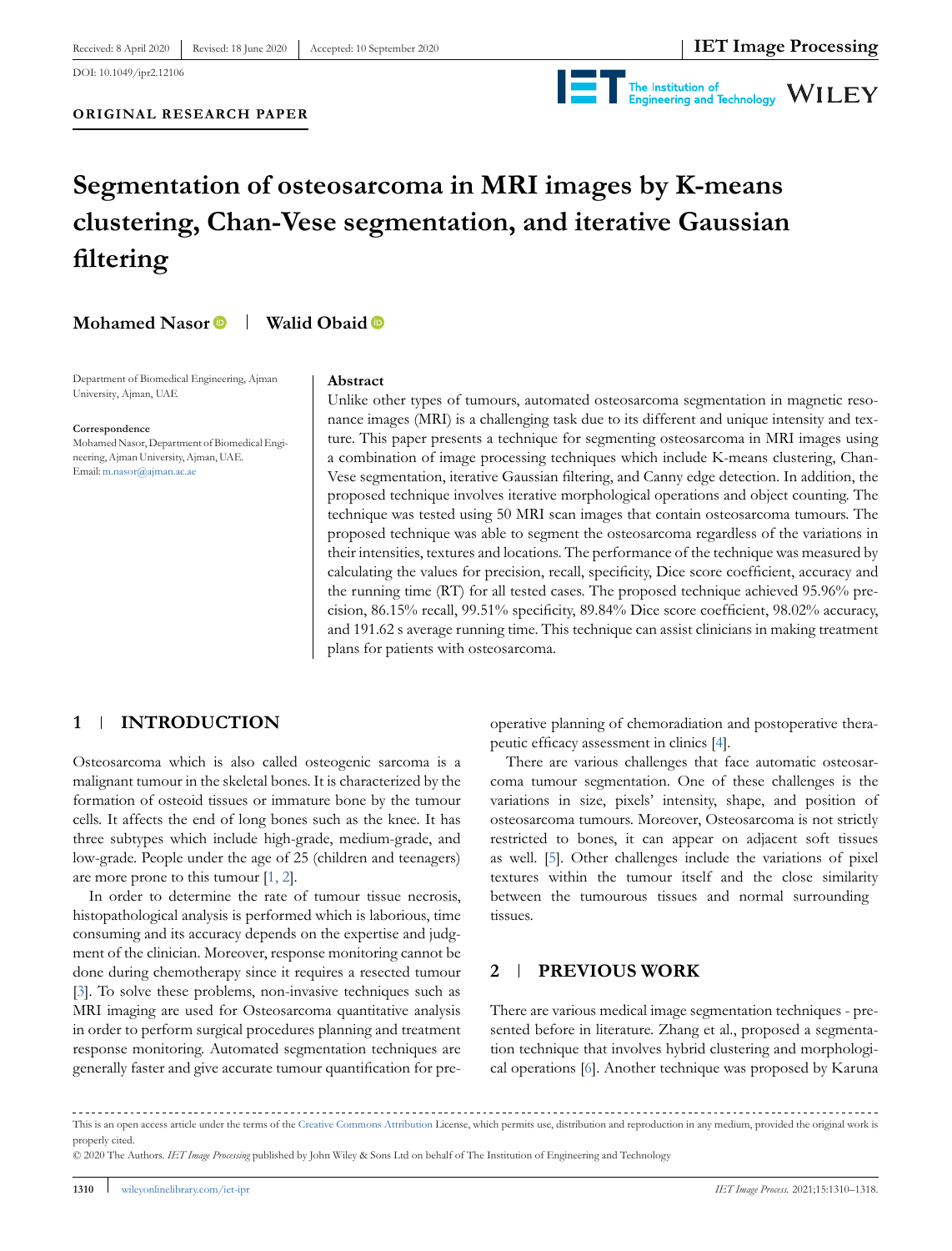Received: 8 April 2020 | Revised: 18 June 2020 | Accepted: 10 September 2020

DOI: 10.1049/ipr2.12106

**ORIGINAL RESEARCH PAPER**

# Segmentation of osteosarcoma in MRI images by K-means clustering, Chan-Vese segmentation, and iterative Gaussian filtering

**Mohamed Nasor** | **Walid Obaid**

Department of Biomedical Engineering, Ajman University, Ajman, UAE

**Correspondence**
Mohamed Nasor, Department of Biomedical Engineering, Ajman University, Ajman, UAE.
Email: m.nasor@ajman.ac.ae

**Abstract**

Unlike other types of tumours, automated osteosarcoma segmentation in magnetic resonance images (MRI) is a challenging task due to its different and unique intensity and texture. This paper presents a technique for segmenting osteosarcoma in MRI images using a combination of image processing techniques which include K-means clustering, Chan-Vese segmentation, iterative Gaussian filtering, and Canny edge detection. In addition, the proposed technique involves iterative morphological operations and object counting. The technique was tested using 50 MRI scan images that contain osteosarcoma tumours. The proposed technique was able to segment the osteosarcoma regardless of the variations in their intensities, textures and locations. The performance of the technique was measured by calculating the values for precision, recall, specificity, Dice score coefficient, accuracy and the running time (RT) for all tested cases. The proposed technique achieved 95.96% precision, 86.15% recall, 99.51% specificity, 89.84% Dice score coefficient, 98.02% accuracy, and 191.62 s average running time. This technique can assist clinicians in making treatment plans for patients with osteosarcoma.

## 1 | INTRODUCTION

Osteosarcoma which is also called osteogenic sarcoma is a malignant tumour in the skeletal bones. It is characterized by the formation of osteoid tissues or immature bone by the tumour cells. It affects the end of long bones such as the knee. It has three subtypes which include high-grade, medium-grade, and low-grade. People under the age of 25 (children and teenagers) are more prone to this tumour [1, 2].

In order to determine the rate of tumour tissue necrosis, histopathological analysis is performed which is laborious, time consuming and its accuracy depends on the expertise and judgment of the clinician. Moreover, response monitoring cannot be done during chemotherapy since it requires a resected tumour [3]. To solve these problems, non-invasive techniques such as MRI imaging are used for Osteosarcoma quantitative analysis in order to perform surgical procedures planning and treatment response monitoring. Automated segmentation techniques are generally faster and give accurate tumour quantification for pre-operative planning of chemoradiation and postoperative therapeutic efficacy assessment in clinics [4].

There are various challenges that face automatic osteosarcoma tumour segmentation. One of these challenges is the variations in size, pixels' intensity, shape, and position of osteosarcoma tumours. Moreover, Osteosarcoma is not strictly restricted to bones, it can appear on adjacent soft tissues as well. [5]. Other challenges include the variations of pixel textures within the tumour itself and the close similarity between the tumourous tissues and normal surrounding tissues.

## 2 | PREVIOUS WORK

There are various medical image segmentation techniques - presented before in literature. Zhang et al., proposed a segmentation technique that involves hybrid clustering and morphological operations [6]. Another technique was proposed by Karuna

This is an open access article under the terms of the Creative Commons Attribution License, which permits use, distribution and reproduction in any medium, provided the original work is properly cited.

© 2020 The Authors. *IET Image Processing* published by John Wiley & Sons Ltd on behalf of The Institution of Engineering and Technology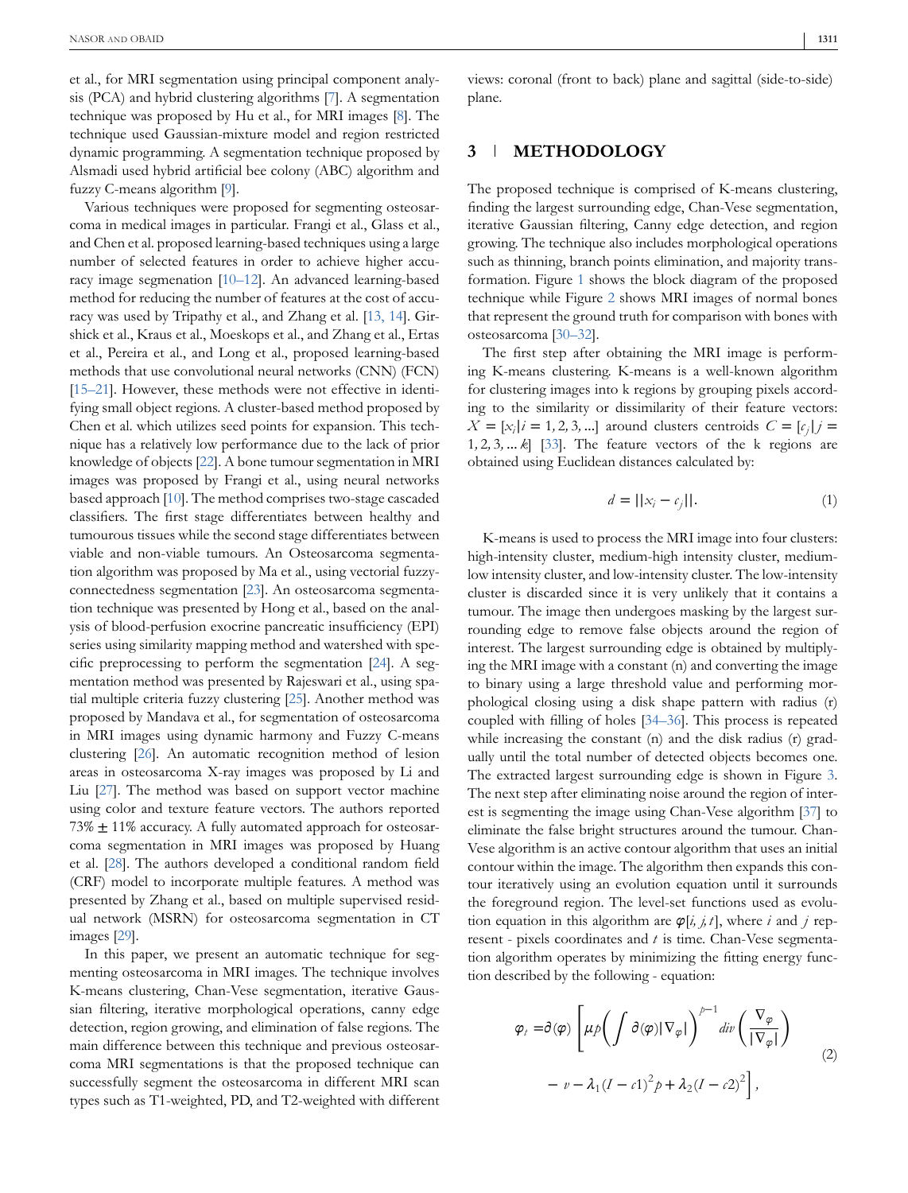et al., for MRI segmentation using principal component analysis (PCA) and hybrid clustering algorithms [7]. A segmentation technique was proposed by Hu et al., for MRI images [8]. The technique used Gaussian-mixture model and region restricted dynamic programming. A segmentation technique proposed by Alsmadi used hybrid artificial bee colony (ABC) algorithm and fuzzy C-means algorithm [9].

Various techniques were proposed for segmenting osteosarcoma in medical images in particular. Frangi et al., Glass et al., and Chen et al. proposed learning-based techniques using a large number of selected features in order to achieve higher accuracy image segmenation [10–12]. An advanced learning-based method for reducing the number of features at the cost of accuracy was used by Tripathy et al., and Zhang et al. [13, 14]. Girshick et al., Kraus et al., Moeskops et al., and Zhang et al., Ertas et al., Pereira et al., and Long et al., proposed learning-based methods that use convolutional neural networks (CNN) (FCN) [15–21]. However, these methods were not effective in identifying small object regions. A cluster-based method proposed by Chen et al. which utilizes seed points for expansion. This technique has a relatively low performance due to the lack of prior knowledge of objects [22]. A bone tumour segmentation in MRI images was proposed by Frangi et al., using neural networks based approach [10]. The method comprises two-stage cascaded classifiers. The first stage differentiates between healthy and tumourous tissues while the second stage differentiates between viable and non-viable tumours. An Osteosarcoma segmentation algorithm was proposed by Ma et al., using vectorial fuzzy-connectedness segmentation [23]. An osteosarcoma segmentation technique was presented by Hong et al., based on the analysis of blood-perfusion exocrine pancreatic insufficiency (EPI) series using similarity mapping method and watershed with specific preprocessing to perform the segmentation [24]. A segmentation method was presented by Rajeswari et al., using spatial multiple criteria fuzzy clustering [25]. Another method was proposed by Mandava et al., for segmentation of osteosarcoma in MRI images using dynamic harmony and Fuzzy C-means clustering [26]. An automatic recognition method of lesion areas in osteosarcoma X-ray images was proposed by Li and Liu [27]. The method was based on support vector machine using color and texture feature vectors. The authors reported 73% ± 11% accuracy. A fully automated approach for osteosarcoma segmentation in MRI images was proposed by Huang et al. [28]. The authors developed a conditional random field (CRF) model to incorporate multiple features. A method was presented by Zhang et al., based on multiple supervised residual network (MSRN) for osteosarcoma segmentation in CT images [29].

In this paper, we present an automatic technique for segmenting osteosarcoma in MRI images. The technique involves K-means clustering, Chan-Vese segmentation, iterative Gaussian filtering, iterative morphological operations, canny edge detection, region growing, and elimination of false regions. The main difference between this technique and previous osteosarcoma MRI segmentations is that the proposed technique can successfully segment the osteosarcoma in different MRI scan types such as T1-weighted, PD, and T2-weighted with different views: coronal (front to back) plane and sagittal (side-to-side) plane.

## 3 | METHODOLOGY

The proposed technique is comprised of K-means clustering, finding the largest surrounding edge, Chan-Vese segmentation, iterative Gaussian filtering, Canny edge detection, and region growing. The technique also includes morphological operations such as thinning, branch points elimination, and majority transformation. Figure 1 shows the block diagram of the proposed technique while Figure 2 shows MRI images of normal bones that represent the ground truth for comparison with bones with osteosarcoma [30–32].

The first step after obtaining the MRI image is performing K-means clustering. K-means is a well-known algorithm for clustering images into k regions by grouping pixels according to the similarity or dissimilarity of their feature vectors: $X = [x_i | i = 1, 2, 3, \ldots]$ around clusters centroids $C = [c_j | j = 1, 2, 3, \ldots k]$ [33]. The feature vectors of the k regions are obtained using Euclidean distances calculated by:

$$d = ||x_i - c_j||. \tag{1}$$

K-means is used to process the MRI image into four clusters: high-intensity cluster, medium-high intensity cluster, medium-low intensity cluster, and low-intensity cluster. The low-intensity cluster is discarded since it is very unlikely that it contains a tumour. The image then undergoes masking by the largest surrounding edge to remove false objects around the region of interest. The largest surrounding edge is obtained by multiplying the MRI image with a constant (n) and converting the image to binary using a large threshold value and performing morphological closing using a disk shape pattern with radius (r) coupled with filling of holes [34–36]. This process is repeated while increasing the constant (n) and the disk radius (r) gradually until the total number of detected objects becomes one. The extracted largest surrounding edge is shown in Figure 3. The next step after eliminating noise around the region of interest is segmenting the image using Chan-Vese algorithm [37] to eliminate the false bright structures around the tumour. Chan-Vese algorithm is an active contour algorithm that uses an initial contour within the image. The algorithm then expands this contour iteratively using an evolution equation until it surrounds the foreground region. The level-set functions used as evolution equation in this algorithm are $\varphi[i, j, t]$, where $i$ and $j$ represent - pixels coordinates and $t$ is time. Chan-Vese segmentation algorithm operates by minimizing the fitting energy function described by the following - equation:

$$\varphi_t = \partial(\varphi) \left[ \mu p \left( \int \partial(\varphi) |\nabla_\varphi| \right)^{p-1} div \left( \frac{\nabla_\varphi}{|\nabla_\varphi|} \right) - v - \lambda_1 (I - c1)^2 p + \lambda_2 (I - c2)^2 \right], \tag{2}$$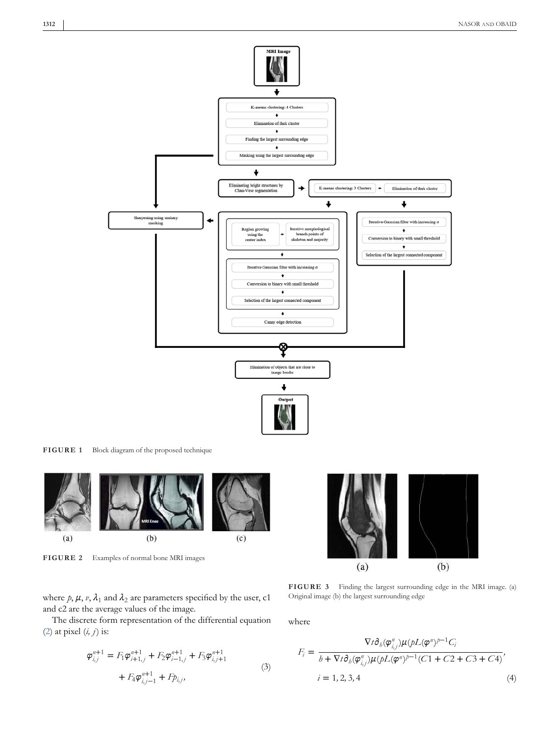FIGURE 1 Block diagram of the proposed technique

FIGURE 2 Examples of normal bone MRI images

FIGURE 3 Finding the largest surrounding edge in the MRI image. (a) Original image (b) the largest surrounding edge

where $p$, $\mu$, $v$, $\lambda_1$ and $\lambda_2$ are parameters specified by the user, c1 and c2 are the average values of the image.

The discrete form representation of the differential equation (2) at pixel $(i, j)$ is:

$$\varphi_{i,j}^{n+1} = F_1\varphi_{i+1,j}^{n+1} + F_2\varphi_{i-1,j}^{n+1} + F_3\varphi_{i,j+1}^{n+1} + F_4\varphi_{i,j-1}^{n+1} + Fp_{i,j}, \tag{3}$$

where

$$F_i = \frac{\nabla t \partial_h(\varphi_{i,j}^n)\mu(pL(\varphi^n)^{p-1}C_i}{h + \nabla t \partial_h(\varphi_{i,j}^n)\mu(pL(\varphi^n)^{p-1}(C1 + C2 + C3 + C4)}, \quad i = 1, 2, 3, 4 \tag{4}$$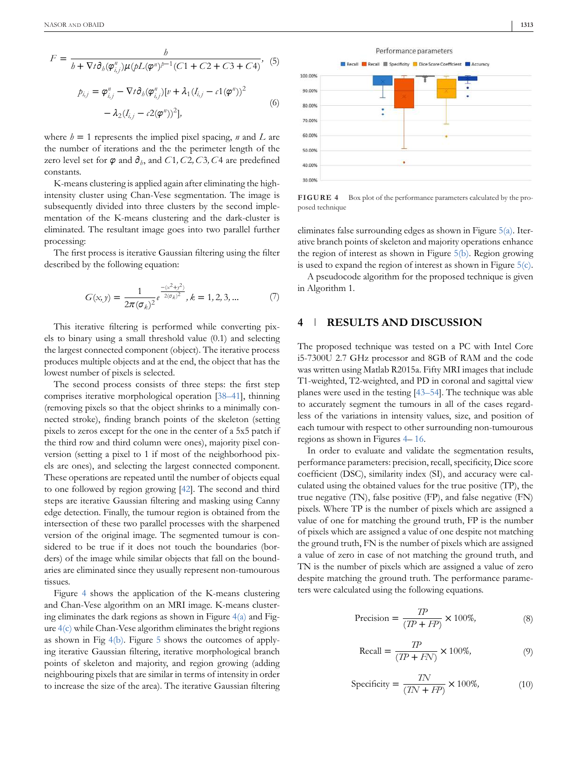$$F = \frac{h}{h + \nabla t \partial_h(\varphi^n_{i,j})\mu(pL(\varphi^n)^{p-1}(C1 + C2 + C3 + C4)}, \quad (5)$$

$$p_{i,j} = \varphi^n_{i,j} - \nabla t \partial_h(\varphi^n_{i,j})[v + \lambda_1(I_{i,j} - c1(\varphi^n))^2 - \lambda_2(I_{i,j} - c2(\varphi^n))^2], \quad (6)$$

where $h = 1$ represents the implied pixel spacing, $n$ and $L$ are the number of iterations and the the perimeter length of the zero level set for $\varphi$ and $\partial_h$, and $C1, C2, C3, C4$ are predefined constants.

K-means clustering is applied again after eliminating the high-intensity cluster using Chan-Vese segmentation. The image is subsequently divided into three clusters by the second implementation of the K-means clustering and the dark-cluster is eliminated. The resultant image goes into two parallel further processing:

The first process is iterative Gaussian filtering using the filter described by the following equation:

$$G(x, y) = \frac{1}{2\pi(\sigma_k)^2} e^{\frac{-(x^2+y^2)}{2(\sigma_k)^2}}, k = 1, 2, 3, \ldots \quad (7)$$

This iterative filtering is performed while converting pixels to binary using a small threshold value (0.1) and selecting the largest connected component (object). The iterative process produces multiple objects and at the end, the object that has the lowest number of pixels is selected.

The second process consists of three steps: the first step comprises iterative morphological operation [38–41], thinning (removing pixels so that the object shrinks to a minimally connected stroke), finding branch points of the skeleton (setting pixels to zeros except for the one in the center of a 5x5 patch if the third row and third column were ones), majority pixel conversion (setting a pixel to 1 if most of the neighborhood pixels are ones), and selecting the largest connected component. These operations are repeated until the number of objects equal to one followed by region growing [42]. The second and third steps are iterative Gaussian filtering and masking using Canny edge detection. Finally, the tumour region is obtained from the intersection of these two parallel processes with the sharpened version of the original image. The segmented tumour is considered to be true if it does not touch the boundaries (borders) of the image while similar objects that fall on the boundaries are eliminated since they usually represent non-tumourous tissues.

Figure 4 shows the application of the K-means clustering and Chan-Vese algorithm on an MRI image. K-means clustering eliminates the dark regions as shown in Figure 4(a) and Figure 4(c) while Chan-Vese algorithm eliminates the bright regions as shown in Fig 4(b). Figure 5 shows the outcomes of applying iterative Gaussian filtering, iterative morphological branch points of skeleton and majority, and region growing (adding neighbouring pixels that are similar in terms of intensity in order to increase the size of the area). The iterative Gaussian filtering eliminates false surrounding edges as shown in Figure 5(a). Iterative branch points of skeleton and majority operations enhance the region of interest as shown in Figure 5(b). Region growing is used to expand the region of interest as shown in Figure 5(c).

**FIGURE 4** Box plot of the performance parameters calculated by the proposed technique

A pseudocode algorithm for the proposed technique is given in Algorithm 1.

## 4 | RESULTS AND DISCUSSION

The proposed technique was tested on a PC with Intel Core i5-7300U 2.7 GHz processor and 8GB of RAM and the code was written using Matlab R2015a. Fifty MRI images that include T1-weighted, T2-weighted, and PD in coronal and sagittal view planes were used in the testing [43–54]. The technique was able to accurately segment the tumours in all of the cases regardless of the variations in intensity values, size, and position of each tumour with respect to other surrounding non-tumourous regions as shown in Figures 4– 16.

In order to evaluate and validate the segmentation results, performance parameters: precision, recall, specificity, Dice score coefficient (DSC), similarity index (SI), and accuracy were calculated using the obtained values for the true positive (TP), the true negative (TN), false positive (FP), and false negative (FN) pixels. Where TP is the number of pixels which are assigned a value of one for matching the ground truth, FP is the number of pixels which are assigned a value of one despite not matching the ground truth, FN is the number of pixels which are assigned a value of zero in case of not matching the ground truth, and TN is the number of pixels which are assigned a value of zero despite matching the ground truth. The performance parameters were calculated using the following equations.

$$\text{Precision} = \frac{TP}{(TP + FP)} \times 100\%, \quad (8)$$

$$\text{Recall} = \frac{TP}{(TP + FN)} \times 100\%, \quad (9)$$

$$\text{Specificity} = \frac{TN}{(TN + FP)} \times 100\%, \quad (10)$$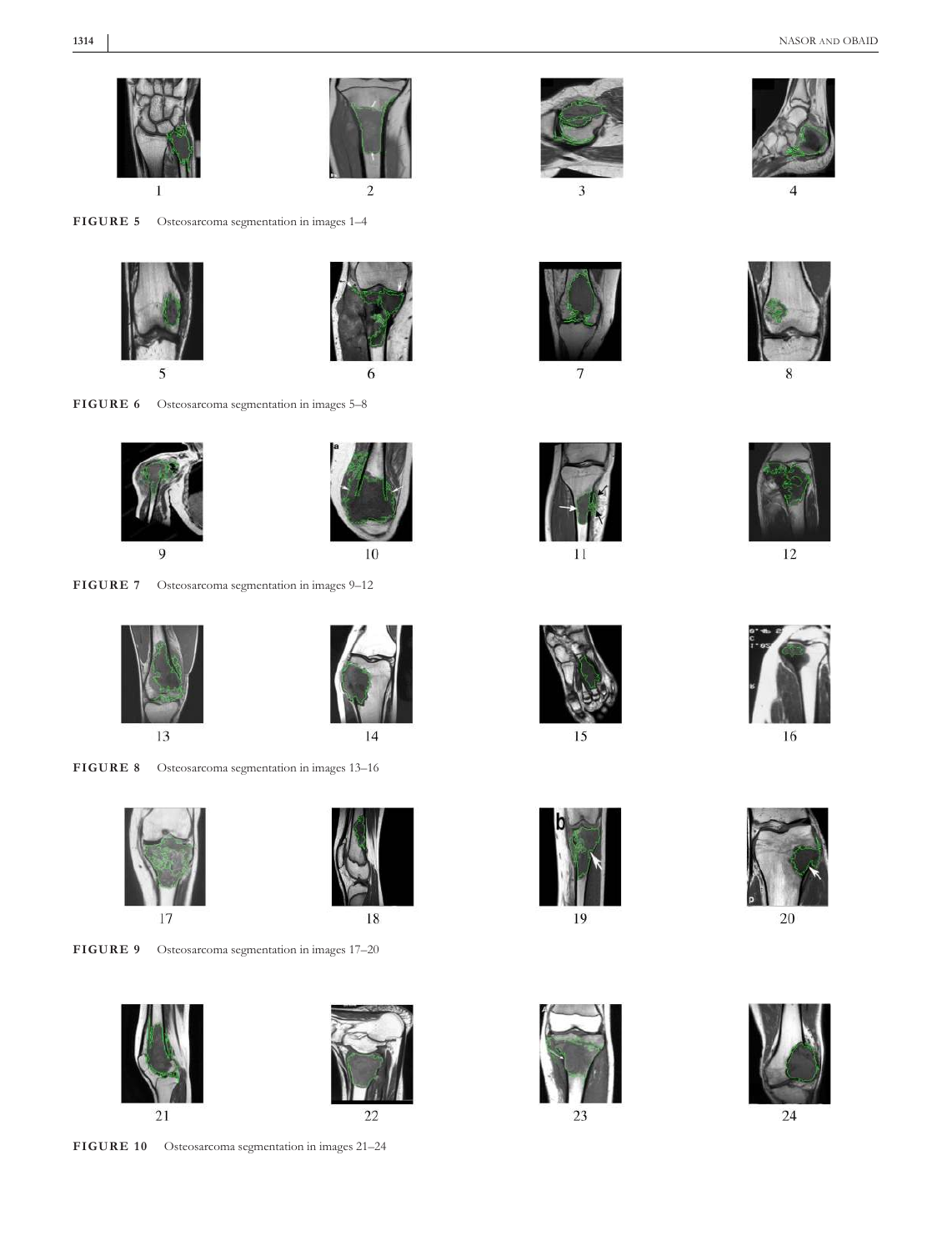1 2 3 4

**FIGURE 5** Osteosarcoma segmentation in images 1–4

5 6 7 8

**FIGURE 6** Osteosarcoma segmentation in images 5–8

9 10 11 12

**FIGURE 7** Osteosarcoma segmentation in images 9–12

13 14 15 16

**FIGURE 8** Osteosarcoma segmentation in images 13–16

17 18 19 20

**FIGURE 9** Osteosarcoma segmentation in images 17–20

21 22 23 24

**FIGURE 10** Osteosarcoma segmentation in images 21–24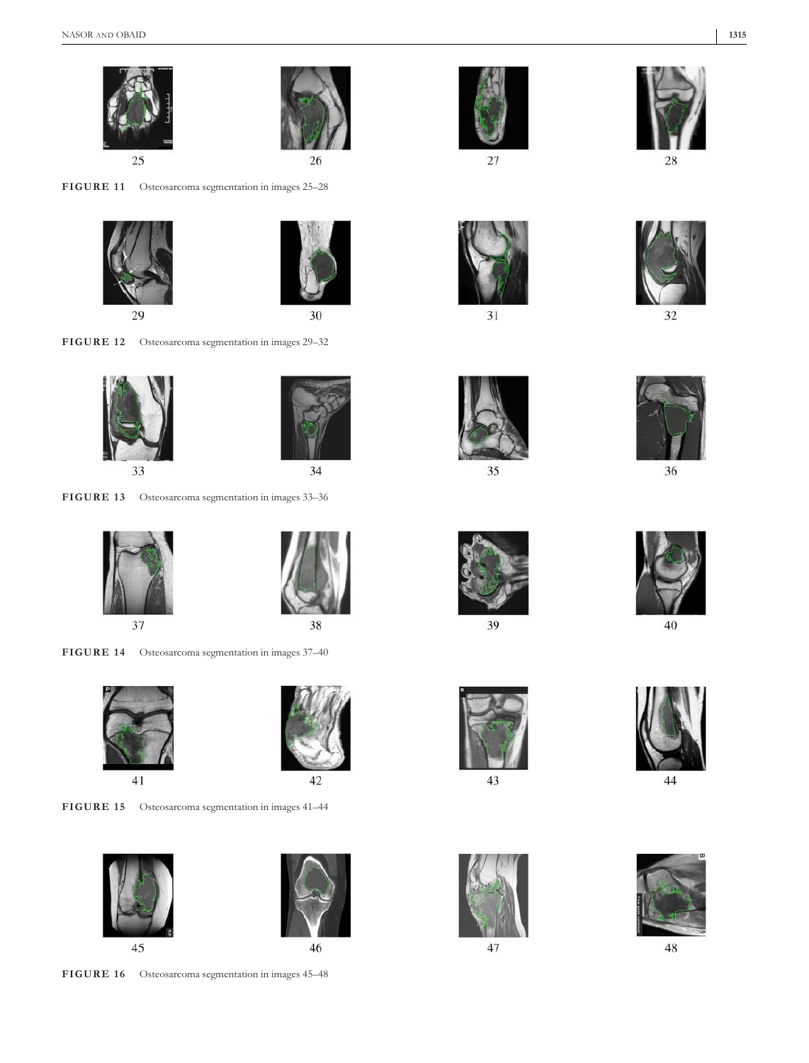25 26 27 28

**FIGURE 11** Osteosarcoma segmentation in images 25–28

29 30 31 32

**FIGURE 12** Osteosarcoma segmentation in images 29–32

33 34 35 36

**FIGURE 13** Osteosarcoma segmentation in images 33–36

37 38 39 40

**FIGURE 14** Osteosarcoma segmentation in images 37–40

41 42 43 44

**FIGURE 15** Osteosarcoma segmentation in images 41–44

45 46 47 48

**FIGURE 16** Osteosarcoma segmentation in images 45–48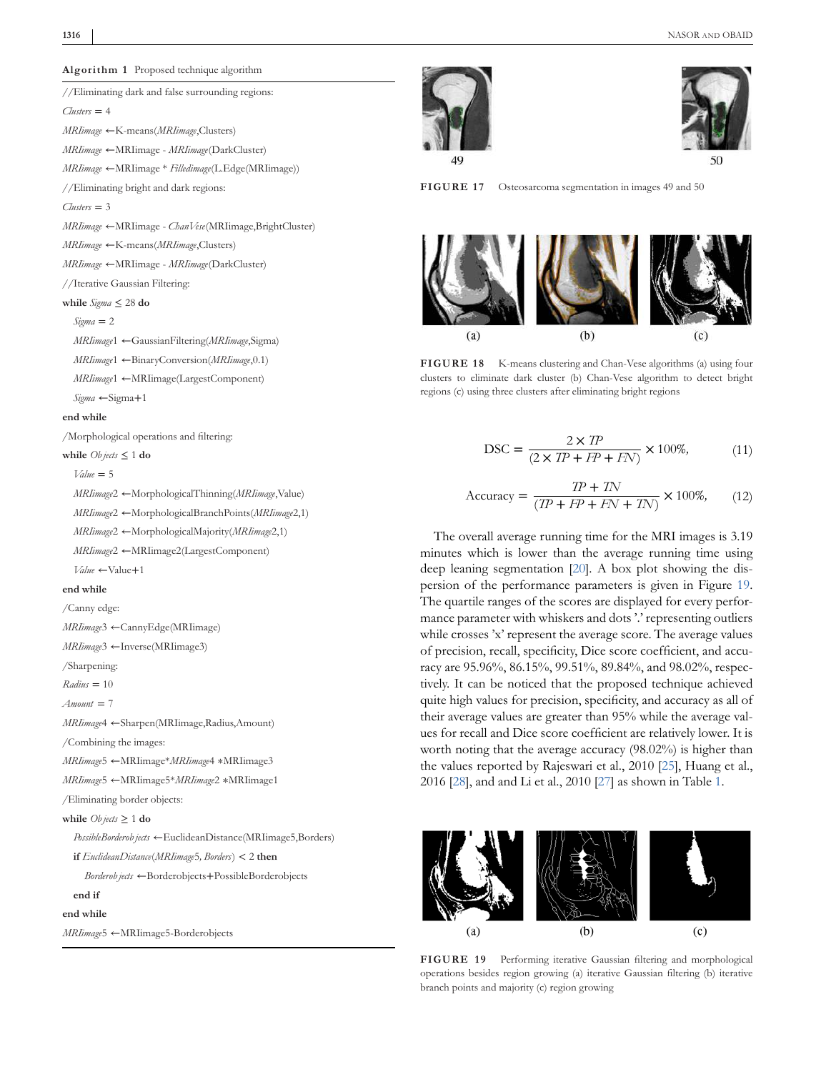**Algorithm 1** Proposed technique algorithm

```
//Eliminating dark and false surrounding regions:
Clusters = 4
MRIimage ←K-means(MRIimage,Clusters)
MRIimage ←MRIimage - MRIimage(DarkCluster)
MRIimage ←MRIimage * Filledimage(L.Edge(MRIimage))
//Eliminating bright and dark regions:
Clusters = 3
MRIimage ←MRIimage - ChanVese(MRIimage,BrightCluster)
MRIimage ←K-means(MRIimage,Clusters)
MRIimage ←MRIimage - MRIimage(DarkCluster)
//Iterative Gaussian Filtering:
while Sigma ≤ 28 do
    Sigma = 2
    MRIimage1 ←GaussianFiltering(MRIimage,Sigma)
    MRIimage1 ←BinaryConversion(MRIimage,0.1)
    MRIimage1 ←MRIimage(LargestComponent)
    Sigma ←Sigma+1
end while
/Morphological operations and filtering:
while Objects ≤ 1 do
    Value = 5
    MRIimage2 ←MorphologicalThinning(MRIimage,Value)
    MRIimage2 ←MorphologicalBranchPoints(MRIimage2,1)
    MRIimage2 ←MorphologicalMajority(MRIimage2,1)
    MRIimage2 ←MRIimage2(LargestComponent)
    Value ←Value+1
end while
/Canny edge:
MRIimage3 ←CannyEdge(MRIimage)
MRIimage3 ←Inverse(MRIimage3)
/Sharpening:
Radius = 10
Amount = 7
MRIimage4 ←Sharpen(MRIimage,Radius,Amount)
/Combining the images:
MRIimage5 ←MRIimage*MRIimage4 *MRIimage3
MRIimage5 ←MRIimage5*MRIimage2 *MRIimage1
/Eliminating border objects:
while Objects ≥ 1 do
    PossibleBorderobjects ←EuclideanDistance(MRIimage5,Borders)
    if EuclideanDistance(MRIimage5, Borders) < 2 then
        Borderobjects ←Borderobjects+PossibleBorderobjects
    end if
end while
MRIimage5 ←MRIimage5-Borderobjects
```

**FIGURE 17** Osteosarcoma segmentation in images 49 and 50

**FIGURE 18** K-means clustering and Chan-Vese algorithms (a) using four clusters to eliminate dark cluster (b) Chan-Vese algorithm to detect bright regions (c) using three clusters after eliminating bright regions

$$\text{DSC} = \frac{2 \times TP}{(2 \times TP + FP + FN)} \times 100\%, \tag{11}$$

$$\text{Accuracy} = \frac{TP + TN}{(TP + FP + FN + TN)} \times 100\%, \tag{12}$$

The overall average running time for the MRI images is 3.19 minutes which is lower than the average running time using deep leaning segmentation [20]. A box plot showing the dispersion of the performance parameters is given in Figure 19. The quartile ranges of the scores are displayed for every performance parameter with whiskers and dots '.' representing outliers while crosses 'x' represent the average score. The average values of precision, recall, specificity, Dice score coefficient, and accuracy are 95.96%, 86.15%, 99.51%, 89.84%, and 98.02%, respectively. It can be noticed that the proposed technique achieved quite high values for precision, specificity, and accuracy as all of their average values are greater than 95% while the average values for recall and Dice score coefficient are relatively lower. It is worth noting that the average accuracy (98.02%) is higher than the values reported by Rajeswari et al., 2010 [25], Huang et al., 2016 [28], and and Li et al., 2010 [27] as shown in Table 1.

**FIGURE 19** Performing iterative Gaussian filtering and morphological operations besides region growing (a) iterative Gaussian filtering (b) iterative branch points and majority (c) region growing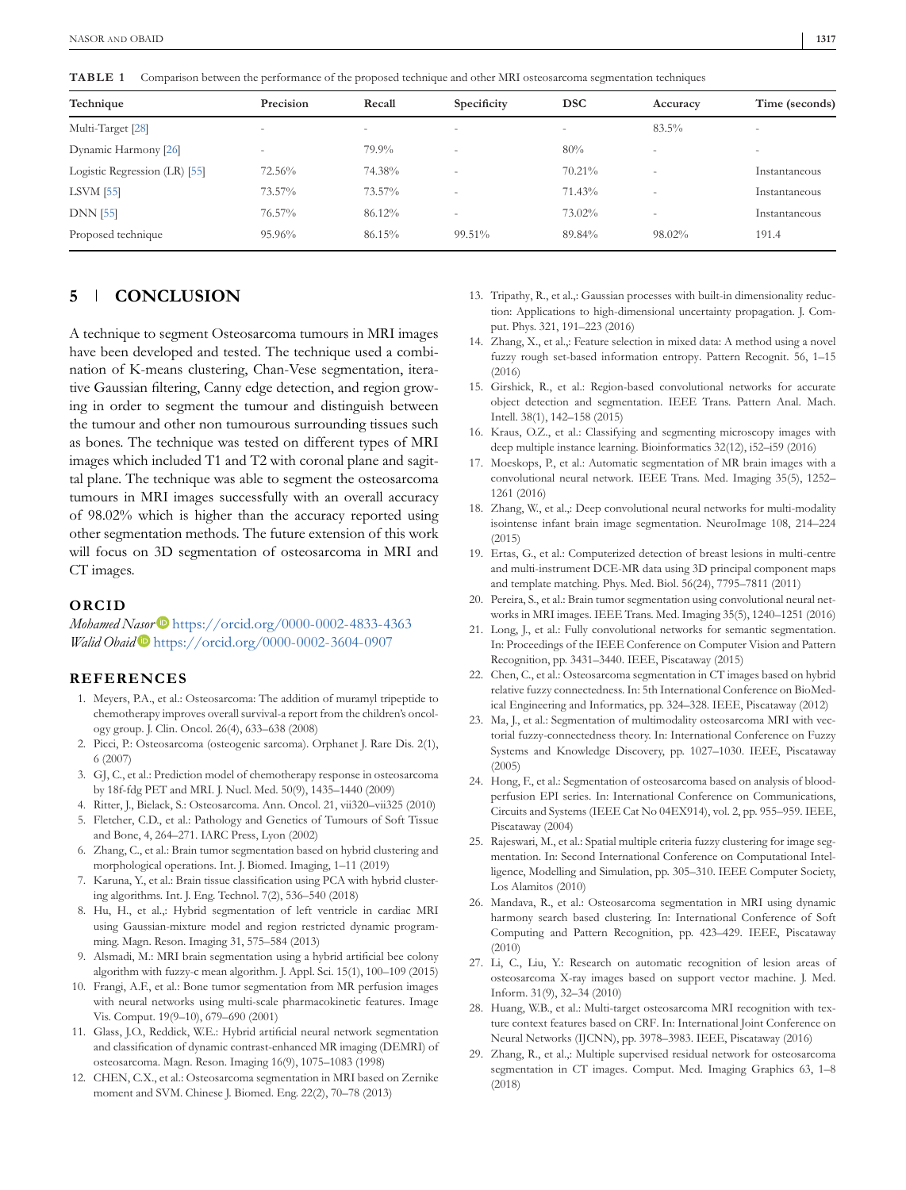**TABLE 1** Comparison between the performance of the proposed technique and other MRI osteosarcoma segmentation techniques

| Technique | Precision | Recall | Specificity | DSC | Accuracy | Time (seconds) |
|---|---|---|---|---|---|---|
| Multi-Target [28] | - | - | - | - | 83.5% | - |
| Dynamic Harmony [26] | - | 79.9% | - | 80% | - | - |
| Logistic Regression (LR) [55] | 72.56% | 74.38% | - | 70.21% | - | Instantaneous |
| LSVM [55] | 73.57% | 73.57% | - | 71.43% | - | Instantaneous |
| DNN [55] | 76.57% | 86.12% | - | 73.02% | - | Instantaneous |
| Proposed technique | 95.96% | 86.15% | 99.51% | 89.84% | 98.02% | 191.4 |

## 5 | CONCLUSION

A technique to segment Osteosarcoma tumours in MRI images have been developed and tested. The technique used a combination of K-means clustering, Chan-Vese segmentation, iterative Gaussian filtering, Canny edge detection, and region growing in order to segment the tumour and distinguish between the tumour and other non tumourous surrounding tissues such as bones. The technique was tested on different types of MRI images which included T1 and T2 with coronal plane and sagittal plane. The technique was able to segment the osteosarcoma tumours in MRI images successfully with an overall accuracy of 98.02% which is higher than the accuracy reported using other segmentation methods. The future extension of this work will focus on 3D segmentation of osteosarcoma in MRI and CT images.

## ORCID

*Mohamed Nasor* https://orcid.org/0000-0002-4833-4363
*Walid Obaid* https://orcid.org/0000-0002-3604-0907

## REFERENCES

1. Meyers, P.A., et al.: Osteosarcoma: The addition of muramyl tripeptide to chemotherapy improves overall survival-a report from the children's oncology group. J. Clin. Oncol. 26(4), 633–638 (2008)
2. Picci, P.: Osteosarcoma (osteogenic sarcoma). Orphanet J. Rare Dis. 2(1), 6 (2007)
3. GJ, C., et al.: Prediction model of chemotherapy response in osteosarcoma by 18f-fdg PET and MRI. J. Nucl. Med. 50(9), 1435–1440 (2009)
4. Ritter, J., Bielack, S.: Osteosarcoma. Ann. Oncol. 21, vii320–vii325 (2010)
5. Fletcher, C.D., et al.: Pathology and Genetics of Tumours of Soft Tissue and Bone, 4, 264–271. IARC Press, Lyon (2002)
6. Zhang, C., et al.: Brain tumor segmentation based on hybrid clustering and morphological operations. Int. J. Biomed. Imaging, 1–11 (2019)
7. Karuna, Y., et al.: Brain tissue classification using PCA with hybrid clustering algorithms. Int. J. Eng. Technol. 7(2), 536–540 (2018)
8. Hu, H., et al.,: Hybrid segmentation of left ventricle in cardiac MRI using Gaussian-mixture model and region restricted dynamic programming. Magn. Reson. Imaging 31, 575–584 (2013)
9. Alsmadi, M.: MRI brain segmentation using a hybrid artificial bee colony algorithm with fuzzy-c mean algorithm. J. Appl. Sci. 15(1), 100–109 (2015)
10. Frangi, A.F., et al.: Bone tumor segmentation from MR perfusion images with neural networks using multi-scale pharmacokinetic features. Image Vis. Comput. 19(9–10), 679–690 (2001)
11. Glass, J.O., Reddick, W.E.: Hybrid artificial neural network segmentation and classification of dynamic contrast-enhanced MR imaging (DEMRI) of osteosarcoma. Magn. Reson. Imaging 16(9), 1075–1083 (1998)
12. CHEN, C.X., et al.: Osteosarcoma segmentation in MRI based on Zernike moment and SVM. Chinese J. Biomed. Eng. 22(2), 70–78 (2013)
13. Tripathy, R., et al.,: Gaussian processes with built-in dimensionality reduction: Applications to high-dimensional uncertainty propagation. J. Comput. Phys. 321, 191–223 (2016)
14. Zhang, X., et al.,: Feature selection in mixed data: A method using a novel fuzzy rough set-based information entropy. Pattern Recognit. 56, 1–15 (2016)
15. Girshick, R., et al.: Region-based convolutional networks for accurate object detection and segmentation. IEEE Trans. Pattern Anal. Mach. Intell. 38(1), 142–158 (2015)
16. Kraus, O.Z., et al.: Classifying and segmenting microscopy images with deep multiple instance learning. Bioinformatics 32(12), i52–i59 (2016)
17. Moeskops, P., et al.: Automatic segmentation of MR brain images with a convolutional neural network. IEEE Trans. Med. Imaging 35(5), 1252–1261 (2016)
18. Zhang, W., et al.,: Deep convolutional neural networks for multi-modality isointense infant brain image segmentation. NeuroImage 108, 214–224 (2015)
19. Ertas, G., et al.: Computerized detection of breast lesions in multi-centre and multi-instrument DCE-MR data using 3D principal component maps and template matching. Phys. Med. Biol. 56(24), 7795–7811 (2011)
20. Pereira, S., et al.: Brain tumor segmentation using convolutional neural networks in MRI images. IEEE Trans. Med. Imaging 35(5), 1240–1251 (2016)
21. Long, J., et al.: Fully convolutional networks for semantic segmentation. In: Proceedings of the IEEE Conference on Computer Vision and Pattern Recognition, pp. 3431–3440. IEEE, Piscataway (2015)
22. Chen, C., et al.: Osteosarcoma segmentation in CT images based on hybrid relative fuzzy connectedness. In: 5th International Conference on BioMedical Engineering and Informatics, pp. 324–328. IEEE, Piscataway (2012)
23. Ma, J., et al.: Segmentation of multimodality osteosarcoma MRI with vectorial fuzzy-connectedness theory. In: International Conference on Fuzzy Systems and Knowledge Discovery, pp. 1027–1030. IEEE, Piscataway (2005)
24. Hong, F., et al.: Segmentation of osteosarcoma based on analysis of blood-perfusion EPI series. In: International Conference on Communications, Circuits and Systems (IEEE Cat No 04EX914), vol. 2, pp. 955–959. IEEE, Piscataway (2004)
25. Rajeswari, M., et al.: Spatial multiple criteria fuzzy clustering for image segmentation. In: Second International Conference on Computational Intelligence, Modelling and Simulation, pp. 305–310. IEEE Computer Society, Los Alamitos (2010)
26. Mandava, R., et al.: Osteosarcoma segmentation in MRI using dynamic harmony search based clustering. In: International Conference of Soft Computing and Pattern Recognition, pp. 423–429. IEEE, Piscataway (2010)
27. Li, C., Liu, Y.: Research on automatic recognition of lesion areas of osteosarcoma X-ray images based on support vector machine. J. Med. Inform. 31(9), 32–34 (2010)
28. Huang, W.B., et al.: Multi-target osteosarcoma MRI recognition with texture context features based on CRF. In: International Joint Conference on Neural Networks (IJCNN), pp. 3978–3983. IEEE, Piscataway (2016)
29. Zhang, R., et al.,: Multiple supervised residual network for osteosarcoma segmentation in CT images. Comput. Med. Imaging Graphics 63, 1–8 (2018)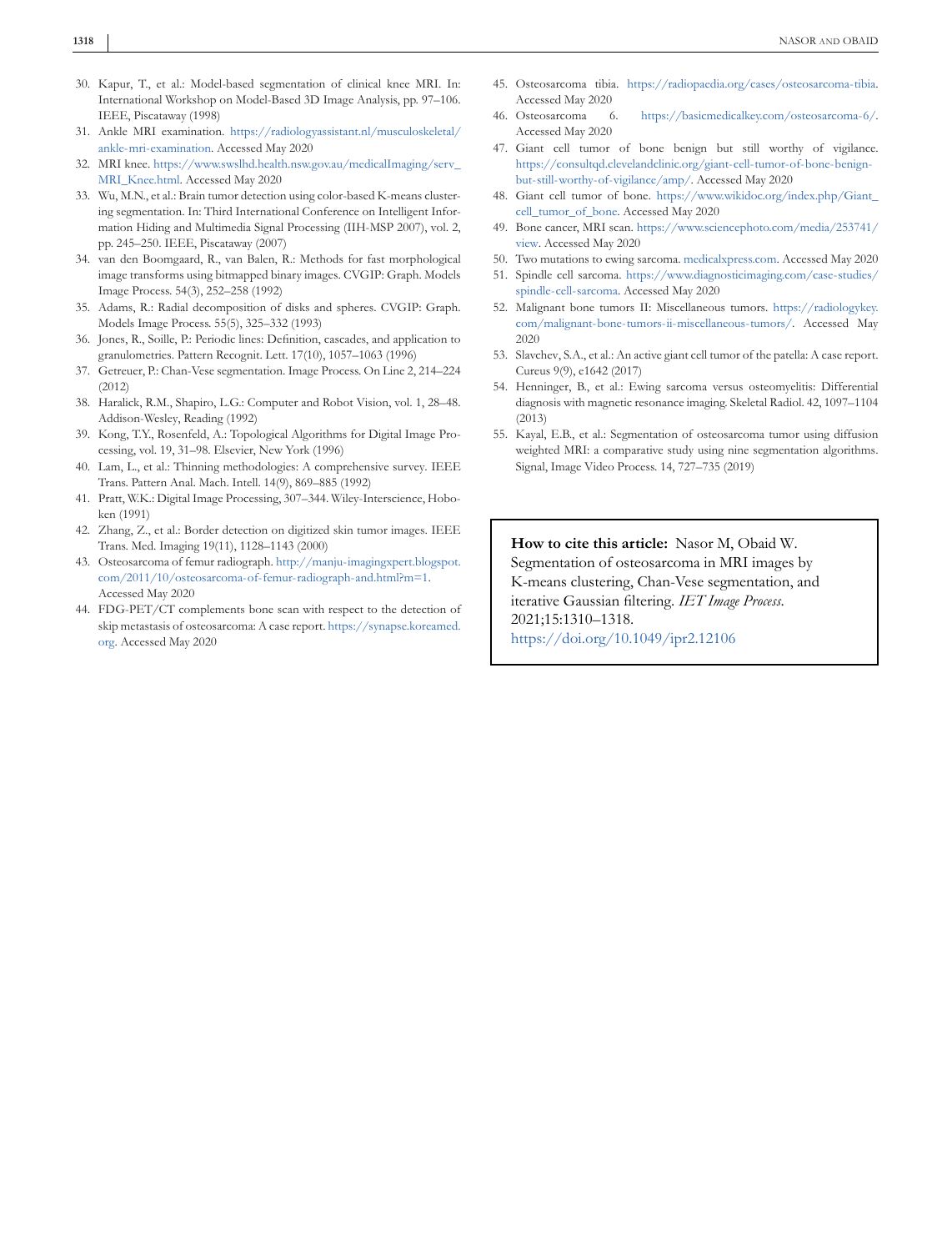30. Kapur, T., et al.: Model-based segmentation of clinical knee MRI. In: International Workshop on Model-Based 3D Image Analysis, pp. 97–106. IEEE, Piscataway (1998)
31. Ankle MRI examination. https://radiologyassistant.nl/musculoskeletal/ankle-mri-examination. Accessed May 2020
32. MRI knee. https://www.swslhd.health.nsw.gov.au/medicalImaging/serv_MRI_Knee.html. Accessed May 2020
33. Wu, M.N., et al.: Brain tumor detection using color-based K-means clustering segmentation. In: Third International Conference on Intelligent Information Hiding and Multimedia Signal Processing (IIH-MSP 2007), vol. 2, pp. 245–250. IEEE, Piscataway (2007)
34. van den Boomgaard, R., van Balen, R.: Methods for fast morphological image transforms using bitmapped binary images. CVGIP: Graph. Models Image Process. 54(3), 252–258 (1992)
35. Adams, R.: Radial decomposition of disks and spheres. CVGIP: Graph. Models Image Process. 55(5), 325–332 (1993)
36. Jones, R., Soille, P.: Periodic lines: Definition, cascades, and application to granulometries. Pattern Recognit. Lett. 17(10), 1057–1063 (1996)
37. Getreuer, P.: Chan-Vese segmentation. Image Process. On Line 2, 214–224 (2012)
38. Haralick, R.M., Shapiro, L.G.: Computer and Robot Vision, vol. 1, 28–48. Addison-Wesley, Reading (1992)
39. Kong, T.Y., Rosenfeld, A.: Topological Algorithms for Digital Image Processing, vol. 19, 31–98. Elsevier, New York (1996)
40. Lam, L., et al.: Thinning methodologies: A comprehensive survey. IEEE Trans. Pattern Anal. Mach. Intell. 14(9), 869–885 (1992)
41. Pratt, W.K.: Digital Image Processing, 307–344. Wiley-Interscience, Hoboken (1991)
42. Zhang, Z., et al.: Border detection on digitized skin tumor images. IEEE Trans. Med. Imaging 19(11), 1128–1143 (2000)
43. Osteosarcoma of femur radiograph. http://manju-imagingxpert.blogspot.com/2011/10/osteosarcoma-of-femur-radiograph-and.html?m=1. Accessed May 2020
44. FDG-PET/CT complements bone scan with respect to the detection of skip metastasis of osteosarcoma: A case report. https://synapse.koreamed.org. Accessed May 2020
45. Osteosarcoma tibia. https://radiopaedia.org/cases/osteosarcoma-tibia. Accessed May 2020
46. Osteosarcoma 6. https://basicmedicalkey.com/osteosarcoma-6/. Accessed May 2020
47. Giant cell tumor of bone benign but still worthy of vigilance. https://consultqd.clevelandclinic.org/giant-cell-tumor-of-bone-benign-but-still-worthy-of-vigilance/amp/. Accessed May 2020
48. Giant cell tumor of bone. https://www.wikidoc.org/index.php/Giant_cell_tumor_of_bone. Accessed May 2020
49. Bone cancer, MRI scan. https://www.sciencephoto.com/media/253741/view. Accessed May 2020
50. Two mutations to ewing sarcoma. medicalxpress.com. Accessed May 2020
51. Spindle cell sarcoma. https://www.diagnosticimaging.com/case-studies/spindle-cell-sarcoma. Accessed May 2020
52. Malignant bone tumors II: Miscellaneous tumors. https://radiologykey.com/malignant-bone-tumors-ii-miscellaneous-tumors/. Accessed May 2020
53. Slavchev, S.A., et al.: An active giant cell tumor of the patella: A case report. Cureus 9(9), e1642 (2017)
54. Henninger, B., et al.: Ewing sarcoma versus osteomyelitis: Differential diagnosis with magnetic resonance imaging. Skeletal Radiol. 42, 1097–1104 (2013)
55. Kayal, E.B., et al.: Segmentation of osteosarcoma tumor using diffusion weighted MRI: a comparative study using nine segmentation algorithms. Signal, Image Video Process. 14, 727–735 (2019)

**How to cite this article:** Nasor M, Obaid W. Segmentation of osteosarcoma in MRI images by K-means clustering, Chan-Vese segmentation, and iterative Gaussian filtering. *IET Image Process*. 2021;15:1310–1318. https://doi.org/10.1049/ipr2.12106